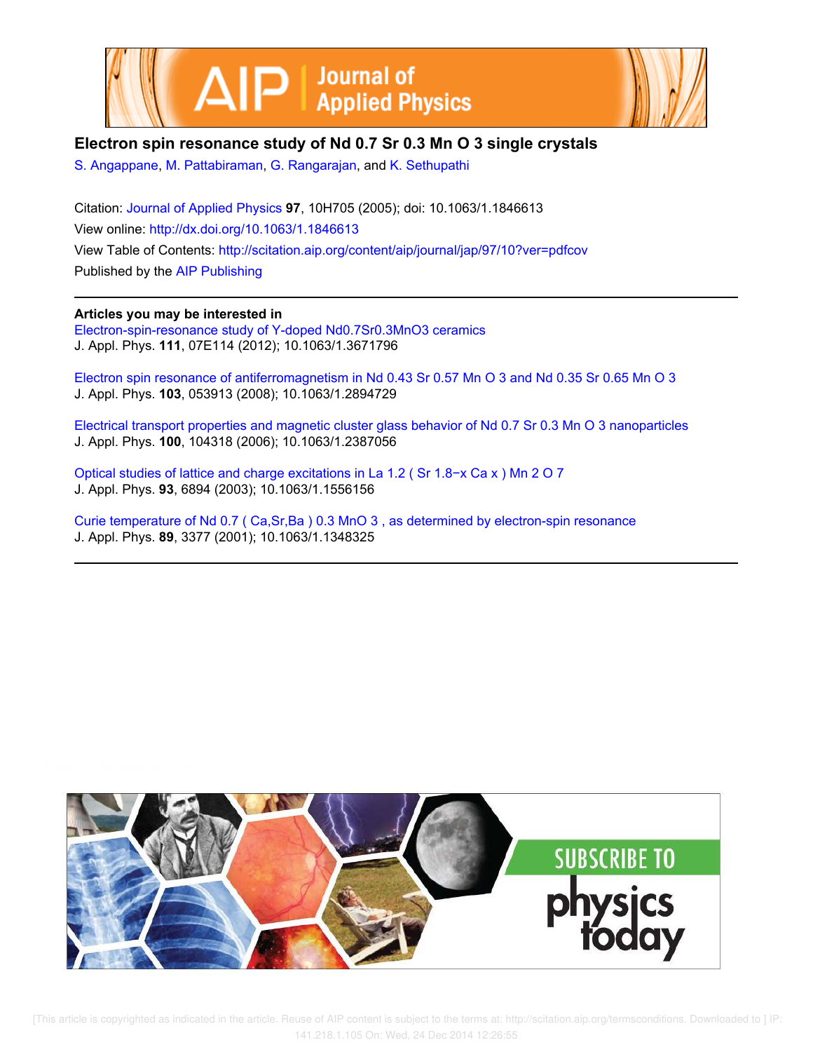# Electron spin resonance study of $Nd_{0.7}Sr_{0.3}MnO_3$ single crystals

S. Angappane, M. Pattabiraman, G. Rangarajan, and K. Sethupathi

Citation: Journal of Applied Physics **97**, 10H705 (2005); doi: 10.1063/1.1846613

View online: http://dx.doi.org/10.1063/1.1846613

View Table of Contents: http://scitation.aip.org/content/aip/journal/jap/97/10?ver=pdfcov

Published by the AIP Publishing

**Articles you may be interested in**

Electron-spin-resonance study of Y-doped $Nd_{0.7}Sr_{0.3}MnO_3$ ceramics
J. Appl. Phys. **111**, 07E114 (2012); 10.1063/1.3671796

Electron spin resonance of antiferromagnetism in $Nd_{0.43}Sr_{0.57}MnO_3$ and $Nd_{0.35}Sr_{0.65}MnO_3$
J. Appl. Phys. **103**, 053913 (2008); 10.1063/1.2894729

Electrical transport properties and magnetic cluster glass behavior of $Nd_{0.7}Sr_{0.3}MnO_3$ nanoparticles
J. Appl. Phys. **100**, 104318 (2006); 10.1063/1.2387056

Optical studies of lattice and charge excitations in $La_{1.2}(Sr_{1.8-x}Ca_x)Mn_2O_7$
J. Appl. Phys. **93**, 6894 (2003); 10.1063/1.1556156

Curie temperature of $Nd_{0.7}(Ca,Sr,Ba)_{0.3}MnO_3$, as determined by electron-spin resonance
J. Appl. Phys. **89**, 3377 (2001); 10.1063/1.1348325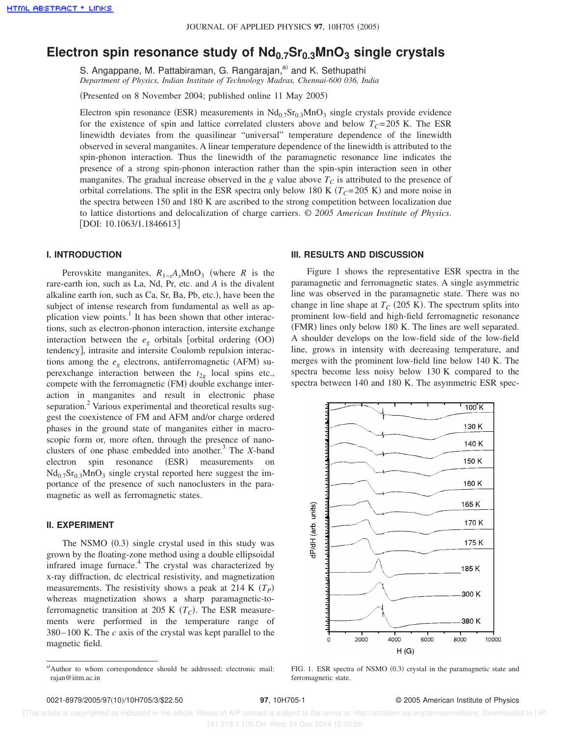# Electron spin resonance study of $Nd_{0.7}Sr_{0.3}MnO_3$ single crystals

S. Angappane, M. Pattabiraman, G. Rangarajan,[a] and K. Sethupathi

*Department of Physics, Indian Institute of Technology Madras, Chennai-600 036, India*

(Presented on 8 November 2004; published online 11 May 2005)

Electron spin resonance (ESR) measurements in $Nd_{0.7}Sr_{0.3}MnO_3$ single crystals provide evidence for the existence of spin and lattice correlated clusters above and below $T_C$=205 K. The ESR linewidth deviates from the quasilinear "universal" temperature dependence of the linewidth observed in several manganites. A linear temperature dependence of the linewidth is attributed to the spin-phonon interaction. Thus the linewidth of the paramagnetic resonance line indicates the presence of a strong spin-phonon interaction rather than the spin-spin interaction seen in other manganites. The gradual increase observed in the $g$ value above $T_C$ is attributed to the presence of orbital correlations. The split in the ESR spectra only below 180 K ($T_C$=205 K) and more noise in the spectra between 150 and 180 K are ascribed to the strong competition between localization due to lattice distortions and delocalization of charge carriers. © *2005 American Institute of Physics.* [DOI: 10.1063/1.1846613]

## I. INTRODUCTION

Perovskite manganites, $R_{1-x}A_xMnO_3$ (where $R$ is the rare-earth ion, such as La, Nd, Pr, etc. and $A$ is the divalent alkaline earth ion, such as Ca, Sr, Ba, Pb, etc.), have been the subject of intense research from fundamental as well as application view points.[1] It has been shown that other interactions, such as electron-phonon interaction, intersite exchange interaction between the $e_g$ orbitals [orbital ordering (OO) tendency], intrasite and intersite Coulomb repulsion interactions among the $e_g$ electrons, antiferromagnetic (AFM) superexchange interaction between the $t_{2g}$ local spins etc., compete with the ferromagnetic (FM) double exchange interaction in manganites and result in electronic phase separation.[2] Various experimental and theoretical results suggest the coexistence of FM and AFM and/or charge ordered phases in the ground state of manganites either in macroscopic form or, more often, through the presence of nanoclusters of one phase embedded into another.[3] The $X$-band electron spin resonance (ESR) measurements on $Nd_{0.7}Sr_{0.3}MnO_3$ single crystal reported here suggest the importance of the presence of such nanoclusters in the paramagnetic as well as ferromagnetic states.

## II. EXPERIMENT

The NSMO (0.3) single crystal used in this study was grown by the floating-zone method using a double ellipsoidal infrared image furnace.[4] The crystal was characterized by x-ray diffraction, dc electrical resistivity, and magnetization measurements. The resistivity shows a peak at 214 K ($T_P$) whereas magnetization shows a sharp paramagnetic-to-ferromagnetic transition at 205 K ($T_C$). The ESR measurements were performed in the temperature range of 380–100 K. The $c$ axis of the crystal was kept parallel to the magnetic field.

## III. RESULTS AND DISCUSSION

Figure 1 shows the representative ESR spectra in the paramagnetic and ferromagnetic states. A single asymmetric line was observed in the paramagnetic state. There was no change in line shape at $T_C$ (205 K). The spectrum splits into prominent low-field and high-field ferromagnetic resonance (FMR) lines only below 180 K. The lines are well separated. A shoulder develops on the low-field side of the low-field line, grows in intensity with decreasing temperature, and merges with the prominent low-field line below 140 K. The spectra become less noisy below 130 K compared to the spectra between 140 and 180 K. The asymmetric ESR spec-

FIG. 1. ESR spectra of NSMO (0.3) crystal in the paramagnetic state and ferromagnetic state.

[a] Author to whom correspondence should be addressed; electronic mail: rajan@iitm.ac.in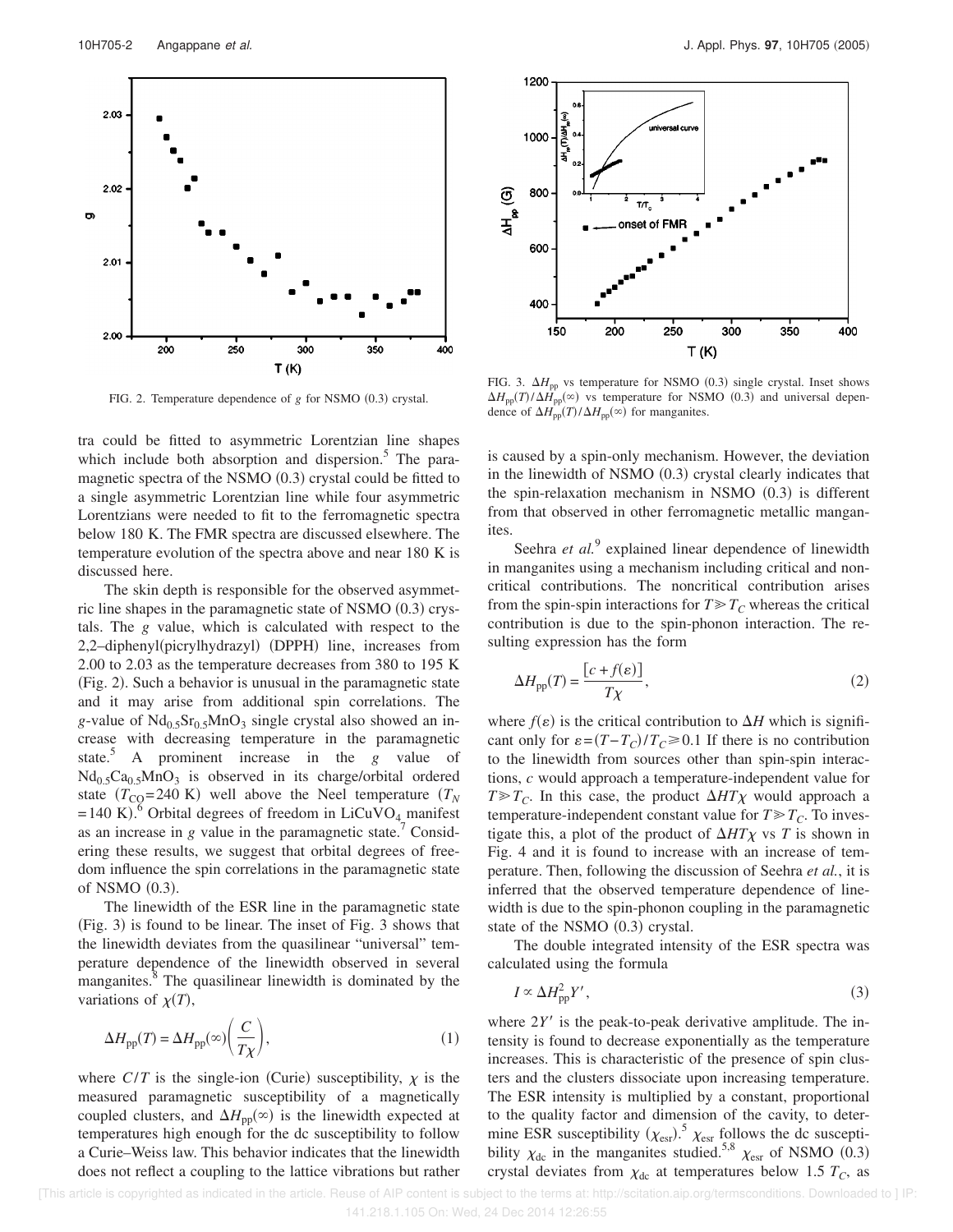FIG. 2. Temperature dependence of $g$ for NSMO (0.3) crystal.

FIG. 3. $\Delta H_{pp}$ vs temperature for NSMO (0.3) single crystal. Inset shows $\Delta H_{pp}(T)/\Delta H_{pp}(\infty)$ vs temperature for NSMO (0.3) and universal dependence of $\Delta H_{pp}(T)/\Delta H_{pp}(\infty)$ for manganites.

tra could be fitted to asymmetric Lorentzian line shapes which include both absorption and dispersion.[5] The paramagnetic spectra of the NSMO (0.3) crystal could be fitted to a single asymmetric Lorentzian line while four asymmetric Lorentzians were needed to fit to the ferromagnetic spectra below 180 K. The FMR spectra are discussed elsewhere. The temperature evolution of the spectra above and near 180 K is discussed here.

The skin depth is responsible for the observed asymmetric line shapes in the paramagnetic state of NSMO (0.3) crystals. The $g$ value, which is calculated with respect to the 2,2–diphenyl(picrylhydrazyl) (DPPH) line, increases from 2.00 to 2.03 as the temperature decreases from 380 to 195 K (Fig. 2). Such a behavior is unusual in the paramagnetic state and it may arise from additional spin correlations. The $g$-value of $Nd_{0.5}Sr_{0.5}MnO_3$ single crystal also showed an increase with decreasing temperature in the paramagnetic state.[5] A prominent increase in the $g$ value of $Nd_{0.5}Ca_{0.5}MnO_3$ is observed in its charge/orbital ordered state ($T_{CO}$=240 K) well above the Neel temperature ($T_N$ =140 K).[6] Orbital degrees of freedom in $LiCuVO_4$ manifest as an increase in $g$ value in the paramagnetic state.[7] Considering these results, we suggest that orbital degrees of freedom influence the spin correlations in the paramagnetic state of NSMO (0.3).

The linewidth of the ESR line in the paramagnetic state (Fig. 3) is found to be linear. The inset of Fig. 3 shows that the linewidth deviates from the quasilinear "universal" temperature dependence of the linewidth observed in several manganites.[8] The quasilinear linewidth is dominated by the variations of $\chi(T)$,

$$\Delta H_{pp}(T) = \Delta H_{pp}(\infty)\left(\frac{C}{T\chi}\right), \tag{1}$$

where $C/T$ is the single-ion (Curie) susceptibility, $\chi$ is the measured paramagnetic susceptibility of a magnetically coupled clusters, and $\Delta H_{pp}(\infty)$ is the linewidth expected at temperatures high enough for the dc susceptibility to follow a Curie–Weiss law. This behavior indicates that the linewidth does not reflect a coupling to the lattice vibrations but rather is caused by a spin-only mechanism. However, the deviation in the linewidth of NSMO (0.3) crystal clearly indicates that the spin-relaxation mechanism in NSMO (0.3) is different from that observed in other ferromagnetic metallic manganites.

Seehra *et al.*[9] explained linear dependence of linewidth in manganites using a mechanism including critical and noncritical contributions. The noncritical contribution arises from the spin-spin interactions for $T \gg T_C$ whereas the critical contribution is due to the spin-phonon interaction. The resulting expression has the form

$$\Delta H_{pp}(T) = \frac{[c + f(\varepsilon)]}{T\chi}, \tag{2}$$

where $f(\varepsilon)$ is the critical contribution to $\Delta H$ which is significant only for $\varepsilon = (T - T_C)/T_C \geqslant 0.1$ If there is no contribution to the linewidth from sources other than spin-spin interactions, $c$ would approach a temperature-independent value for $T \gg T_C$. In this case, the product $\Delta H T\chi$ would approach a temperature-independent constant value for $T \gg T_C$. To investigate this, a plot of the product of $\Delta H T\chi$ vs $T$ is shown in Fig. 4 and it is found to increase with an increase of temperature. Then, following the discussion of Seehra *et al.*, it is inferred that the observed temperature dependence of linewidth is due to the spin-phonon coupling in the paramagnetic state of the NSMO (0.3) crystal.

The double integrated intensity of the ESR spectra was calculated using the formula

$$I \propto \Delta H_{pp}^2 Y', \tag{3}$$

where $2Y'$ is the peak-to-peak derivative amplitude. The intensity is found to decrease exponentially as the temperature increases. This is characteristic of the presence of spin clusters and the clusters dissociate upon increasing temperature. The ESR intensity is multiplied by a constant, proportional to the quality factor and dimension of the cavity, to determine ESR susceptibility ($\chi_{esr}$).[5] $\chi_{esr}$ follows the dc susceptibility $\chi_{dc}$ in the manganites studied.[5,8] $\chi_{esr}$ of NSMO (0.3) crystal deviates from $\chi_{dc}$ at temperatures below 1.5 $T_C$, as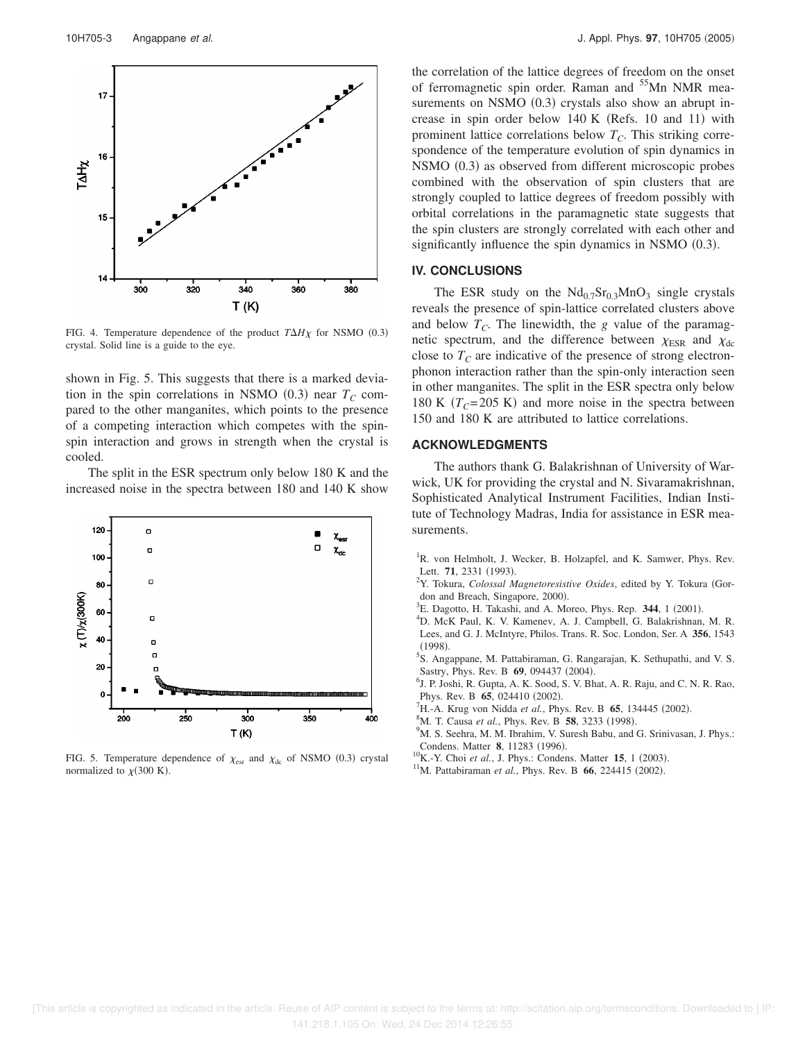17

16

15

14

300 320 340 360 380

T (K)

$T\Delta H\chi$

FIG. 4. Temperature dependence of the product $T\Delta H\chi$ for NSMO (0.3) crystal. Solid line is a guide to the eye.

shown in Fig. 5. This suggests that there is a marked deviation in the spin correlations in NSMO (0.3) near $T_C$ compared to the other manganites, which points to the presence of a competing interaction which competes with the spin-spin interaction and grows in strength when the crystal is cooled.

The split in the ESR spectrum only below 180 K and the increased noise in the spectra between 180 and 140 K show

120

100

80

60

40

20

0

200 250 300 350 400

T (K)

$\chi$ (T)/$\chi$(300K)

$\chi_{esr}$

$\chi_{dc}$

FIG. 5. Temperature dependence of $\chi_{esr}$ and $\chi_{dc}$ of NSMO (0.3) crystal normalized to $\chi$(300 K).

the correlation of the lattice degrees of freedom on the onset of ferromagnetic spin order. Raman and $^{55}$Mn NMR measurements on NSMO (0.3) crystals also show an abrupt increase in spin order below 140 K (Refs. 10 and 11) with prominent lattice correlations below $T_C$. This striking correspondence of the temperature evolution of spin dynamics in NSMO (0.3) as observed from different microscopic probes combined with the observation of spin clusters that are strongly coupled to lattice degrees of freedom possibly with orbital correlations in the paramagnetic state suggests that the spin clusters are strongly correlated with each other and significantly influence the spin dynamics in NSMO (0.3).

## IV. CONCLUSIONS

The ESR study on the $Nd_{0.7}Sr_{0.3}MnO_3$ single crystals reveals the presence of spin-lattice correlated clusters above and below $T_C$. The linewidth, the $g$ value of the paramagnetic spectrum, and the difference between $\chi_{ESR}$ and $\chi_{dc}$ close to $T_C$ are indicative of the presence of strong electron-phonon interaction rather than the spin-only interaction seen in other manganites. The split in the ESR spectra only below 180 K ($T_C$=205 K) and more noise in the spectra between 150 and 180 K are attributed to lattice correlations.

## ACKNOWLEDGMENTS

The authors thank G. Balakrishnan of University of Warwick, UK for providing the crystal and N. Sivaramakrishnan, Sophisticated Analytical Instrument Facilities, Indian Institute of Technology Madras, India for assistance in ESR measurements.

[1] R. von Helmholt, J. Wecker, B. Holzapfel, and K. Samwer, Phys. Rev. Lett. **71**, 2331 (1993).
[2] Y. Tokura, *Colossal Magnetoresistive Oxides*, edited by Y. Tokura (Gordon and Breach, Singapore, 2000).
[3] E. Dagotto, H. Takashi, and A. Moreo, Phys. Rep. **344**, 1 (2001).
[4] D. McK Paul, K. V. Kamenev, A. J. Campbell, G. Balakrishnan, M. R. Lees, and G. J. McIntyre, Philos. Trans. R. Soc. London, Ser. A **356**, 1543 (1998).
[5] S. Angappane, M. Pattabiraman, G. Rangarajan, K. Sethupathi, and V. S. Sastry, Phys. Rev. B **69**, 094437 (2004).
[6] J. P. Joshi, R. Gupta, A. K. Sood, S. V. Bhat, A. R. Raju, and C. N. R. Rao, Phys. Rev. B **65**, 024410 (2002).
[7] H.-A. Krug von Nidda *et al.*, Phys. Rev. B **65**, 134445 (2002).
[8] M. T. Causa *et al.*, Phys. Rev. B **58**, 3233 (1998).
[9] M. S. Seehra, M. M. Ibrahim, V. Suresh Babu, and G. Srinivasan, J. Phys.: Condens. Matter **8**, 11283 (1996).
[10] K.-Y. Choi *et al.*, J. Phys.: Condens. Matter **15**, 1 (2003).
[11] M. Pattabiraman *et al.*, Phys. Rev. B **66**, 224415 (2002).